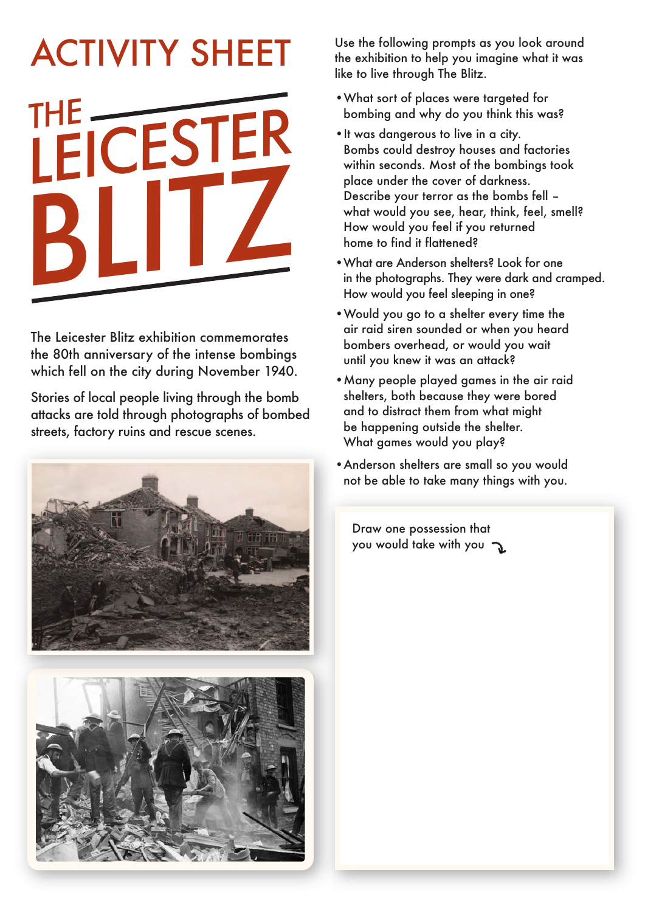# ACTIVITY SHEET

# THE LEICESTER BLITZ

The Leicester Blitz exhibition commemorates the 80th anniversary of the intense bombings which fell on the city during November 1940.

Stories of local people living through the bomb attacks are told through photographs of bombed streets, factory ruins and rescue scenes.

Use the following prompts as you look around the exhibition to help you imagine what it was like to live through The Blitz.

- What sort of places were targeted for bombing and why do you think this was?
- It was dangerous to live in a city. Bombs could destroy houses and factories within seconds. Most of the bombings took place under the cover of darkness. Describe your terror as the bombs fell – what would you see, hear, think, feel, smell? How would you feel if you returned home to find it flattened?
- What are Anderson shelters? Look for one in the photographs. They were dark and cramped. How would you feel sleeping in one?
- Would you go to a shelter every time the air raid siren sounded or when you heard bombers overhead, or would you wait until you knew it was an attack?
- Many people played games in the air raid shelters, both because they were bored and to distract them from what might be happening outside the shelter. What games would you play?
- Anderson shelters are small so you would not be able to take many things with you.

Draw one possession that you would take with you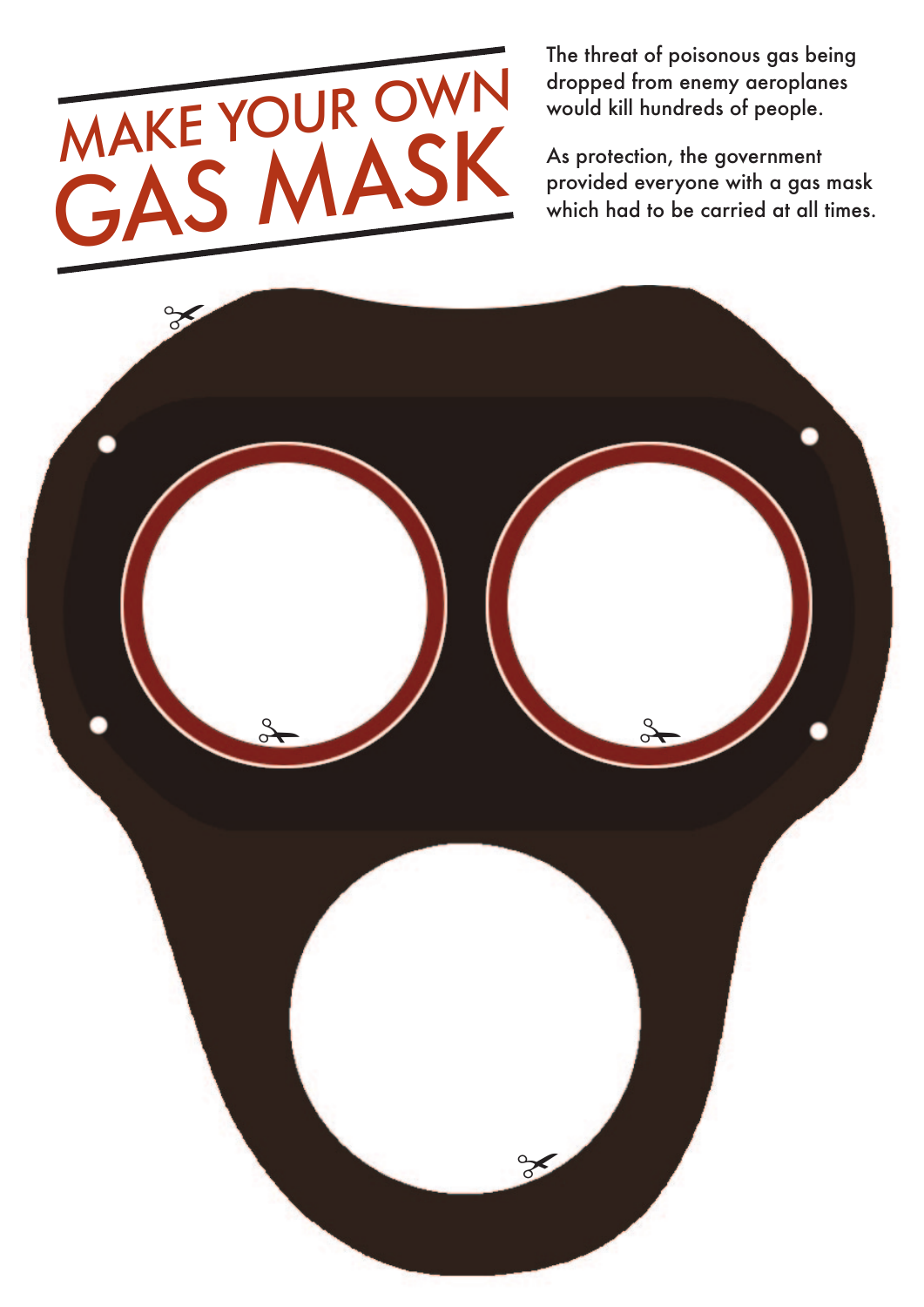# MAKE YOUR OWN GAS MASK

The threat of poisonous gas being dropped from enemy aeroplanes would kill hundreds of people.

As protection, the government provided everyone with a gas mask which had to be carried at all times.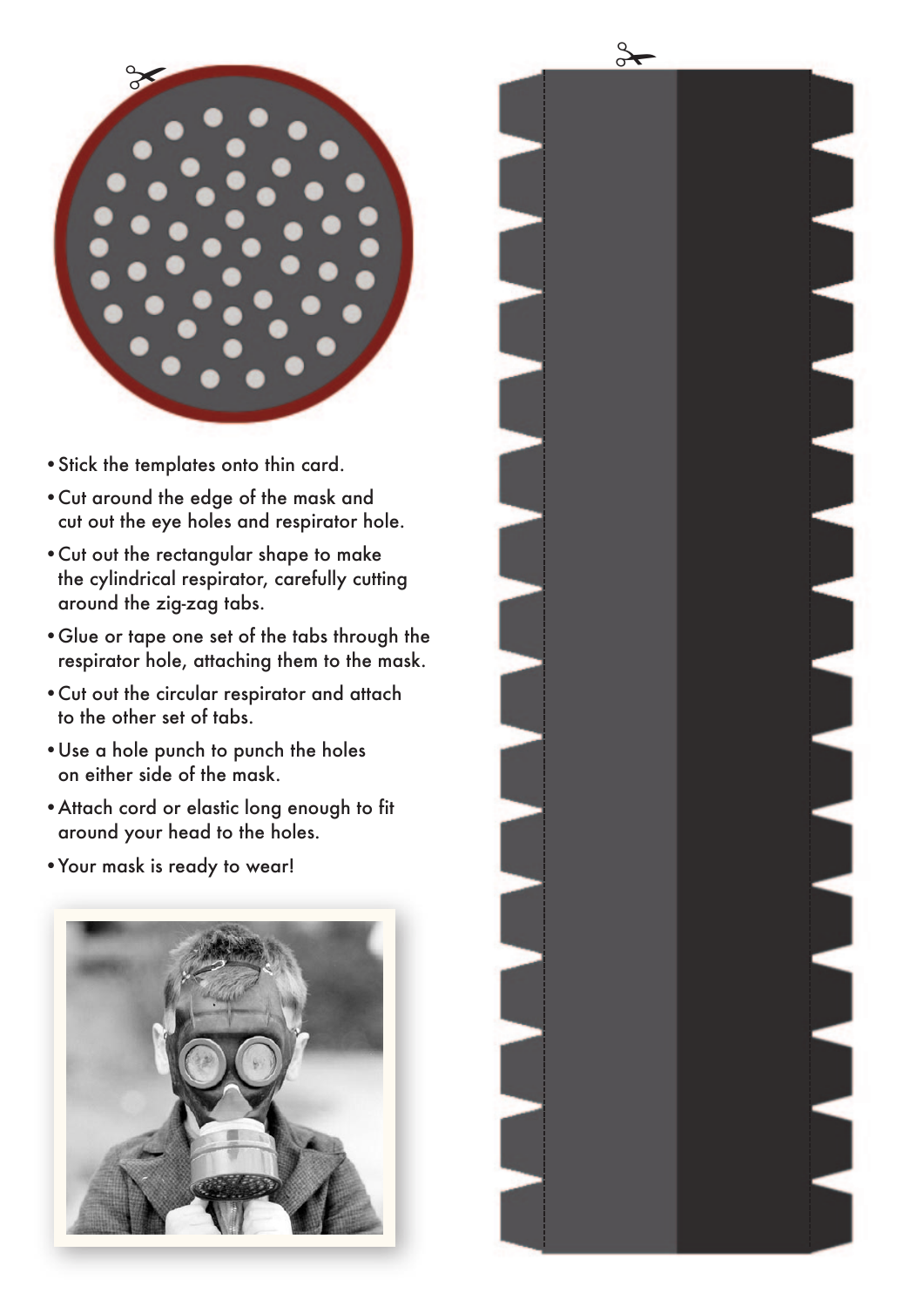- Stick the templates onto thin card.
- Cut around the edge of the mask and cut out the eye holes and respirator hole.
- Cut out the rectangular shape to make the cylindrical respirator, carefully cutting around the zig-zag tabs.
- Glue or tape one set of the tabs through the respirator hole, attaching them to the mask.
- Cut out the circular respirator and attach to the other set of tabs.
- Use a hole punch to punch the holes on either side of the mask.
- Attach cord or elastic long enough to fit around your head to the holes.
- Your mask is ready to wear!